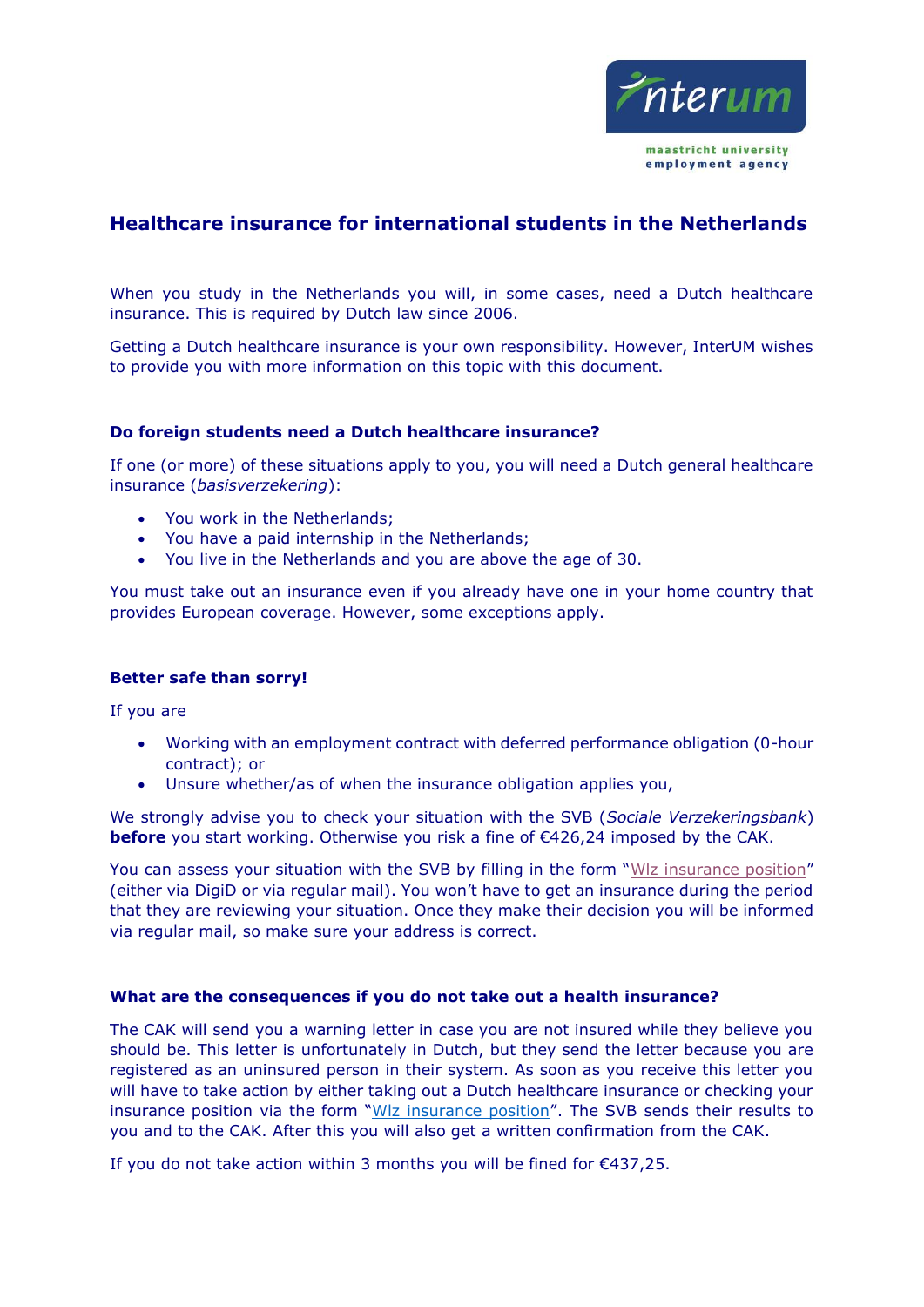# Healthcare insurance for international students in the Netherlands

When you study in the Netherlands you will, in some cases, need a Dutch healthcare insurance. This is required by Dutch law since 2006.

Getting a Dutch healthcare insurance is your own responsibility. However, InterUM wishes to provide you with more information on this topic with this document.

## Do foreign students need a Dutch healthcare insurance?

If one (or more) of these situations apply to you, you will need a Dutch general healthcare insurance (*basisverzekering*):

- You work in the Netherlands;
- You have a paid internship in the Netherlands;
- You live in the Netherlands and you are above the age of 30.

You must take out an insurance even if you already have one in your home country that provides European coverage. However, some exceptions apply.

## Better safe than sorry!

If you are

- Working with an employment contract with deferred performance obligation (0-hour contract); or
- Unsure whether/as of when the insurance obligation applies you,

We strongly advise you to check your situation with the SVB (*Sociale Verzekeringsbank*) **before** you start working. Otherwise you risk a fine of €426,24 imposed by the CAK.

You can assess your situation with the SVB by filling in the form "Wlz insurance position" (either via DigiD or via regular mail). You won't have to get an insurance during the period that they are reviewing your situation. Once they make their decision you will be informed via regular mail, so make sure your address is correct.

## What are the consequences if you do not take out a health insurance?

The CAK will send you a warning letter in case you are not insured while they believe you should be. This letter is unfortunately in Dutch, but they send the letter because you are registered as an uninsured person in their system. As soon as you receive this letter you will have to take action by either taking out a Dutch healthcare insurance or checking your insurance position via the form "Wlz insurance position". The SVB sends their results to you and to the CAK. After this you will also get a written confirmation from the CAK.

If you do not take action within 3 months you will be fined for €437,25.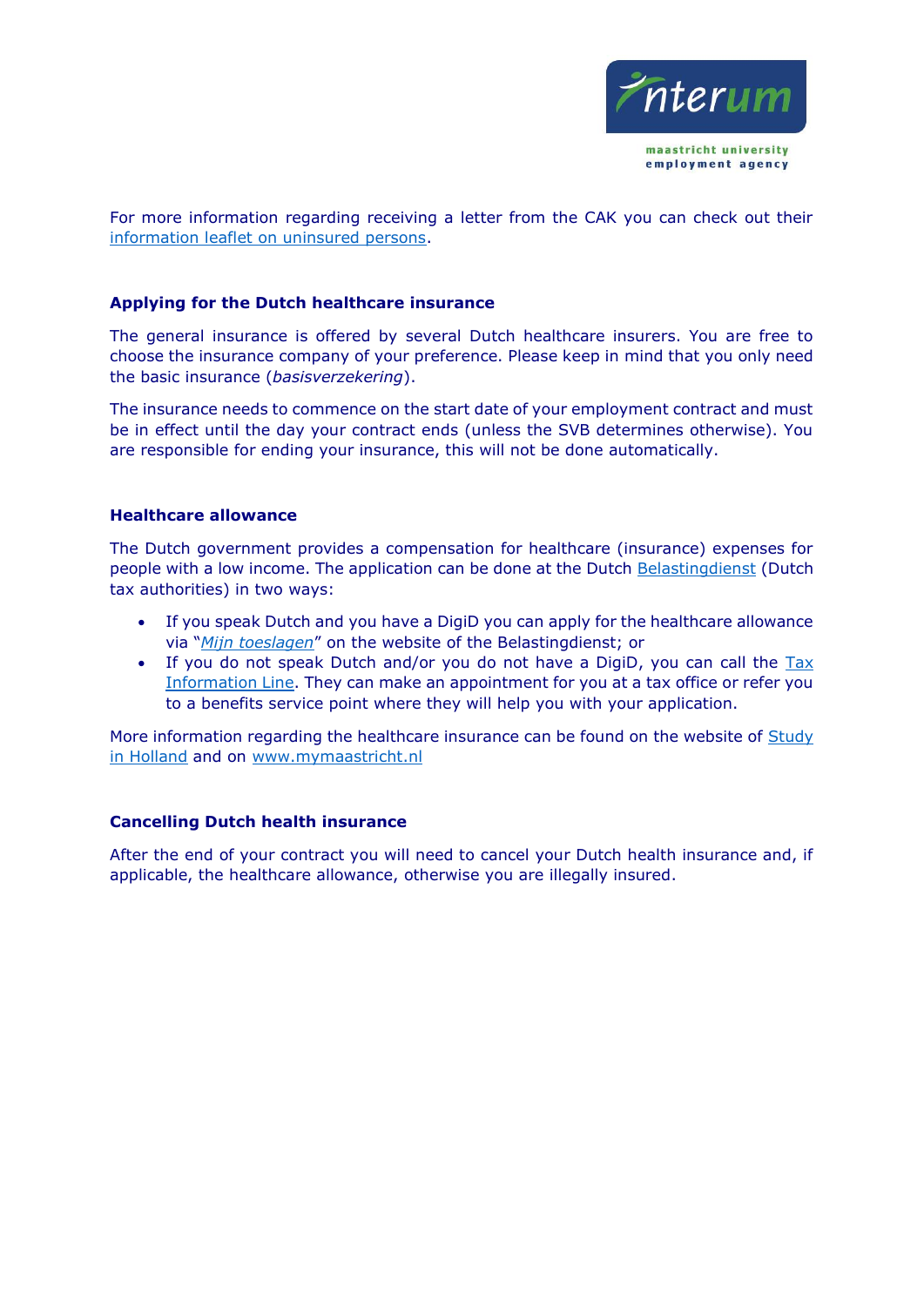For more information regarding receiving a letter from the CAK you can check out their information leaflet on uninsured persons.

### Applying for the Dutch healthcare insurance

The general insurance is offered by several Dutch healthcare insurers. You are free to choose the insurance company of your preference. Please keep in mind that you only need the basic insurance (*basisverzekering*).

The insurance needs to commence on the start date of your employment contract and must be in effect until the day your contract ends (unless the SVB determines otherwise). You are responsible for ending your insurance, this will not be done automatically.

### Healthcare allowance

The Dutch government provides a compensation for healthcare (insurance) expenses for people with a low income. The application can be done at the Dutch Belastingdienst (Dutch tax authorities) in two ways:

- If you speak Dutch and you have a DigiD you can apply for the healthcare allowance via "*Mijn toeslagen*" on the website of the Belastingdienst; or
- If you do not speak Dutch and/or you do not have a DigiD, you can call the Tax Information Line. They can make an appointment for you at a tax office or refer you to a benefits service point where they will help you with your application.

More information regarding the healthcare insurance can be found on the website of Study in Holland and on www.mymaastricht.nl

### Cancelling Dutch health insurance

After the end of your contract you will need to cancel your Dutch health insurance and, if applicable, the healthcare allowance, otherwise you are illegally insured.